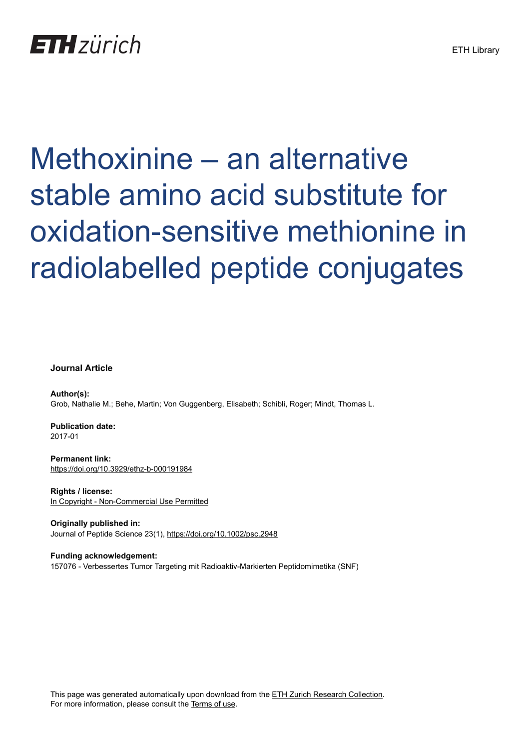ETH zürich

ETH Library

# Methoxinine – an alternative stable amino acid substitute for oxidation-sensitive methionine in radiolabelled peptide conjugates

**Journal Article**

**Author(s):**
Grob, Nathalie M.; Behe, Martin; Von Guggenberg, Elisabeth; Schibli, Roger; Mindt, Thomas L.

**Publication date:**
2017-01

**Permanent link:**
https://doi.org/10.3929/ethz-b-000191984

**Rights / license:**
In Copyright - Non-Commercial Use Permitted

**Originally published in:**
Journal of Peptide Science 23(1), https://doi.org/10.1002/psc.2948

**Funding acknowledgement:**
157076 - Verbessertes Tumor Targeting mit Radioaktiv-Markierten Peptidomimetika (SNF)

This page was generated automatically upon download from the ETH Zurich Research Collection.
For more information, please consult the Terms of use.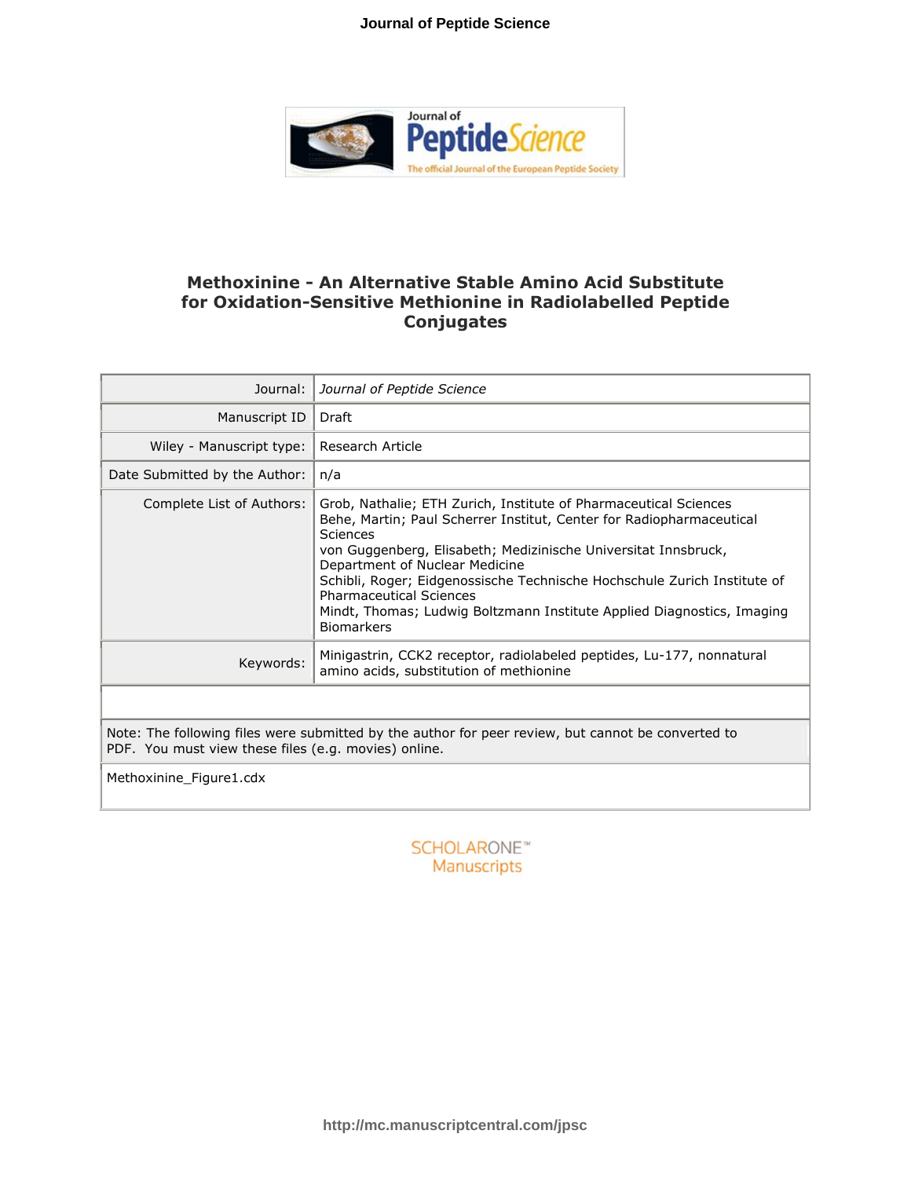# Methoxinine - An Alternative Stable Amino Acid Substitute for Oxidation-Sensitive Methionine in Radiolabelled Peptide Conjugates

| | |
|---|---|
| Journal: | *Journal of Peptide Science* |
| Manuscript ID | Draft |
| Wiley - Manuscript type: | Research Article |
| Date Submitted by the Author: | n/a |
| Complete List of Authors: | Grob, Nathalie; ETH Zurich, Institute of Pharmaceutical Sciences<br>Behe, Martin; Paul Scherrer Institut, Center for Radiopharmaceutical Sciences<br>von Guggenberg, Elisabeth; Medizinische Universitat Innsbruck, Department of Nuclear Medicine<br>Schibli, Roger; Eidgenossische Technische Hochschule Zurich Institute of Pharmaceutical Sciences<br>Mindt, Thomas; Ludwig Boltzmann Institute Applied Diagnostics, Imaging Biomarkers |
| Keywords: | Minigastrin, CCK2 receptor, radiolabeled peptides, Lu-177, nonnatural amino acids, substitution of methionine |

Note: The following files were submitted by the author for peer review, but cannot be converted to PDF. You must view these files (e.g. movies) online.

Methoxinine_Figure1.cdx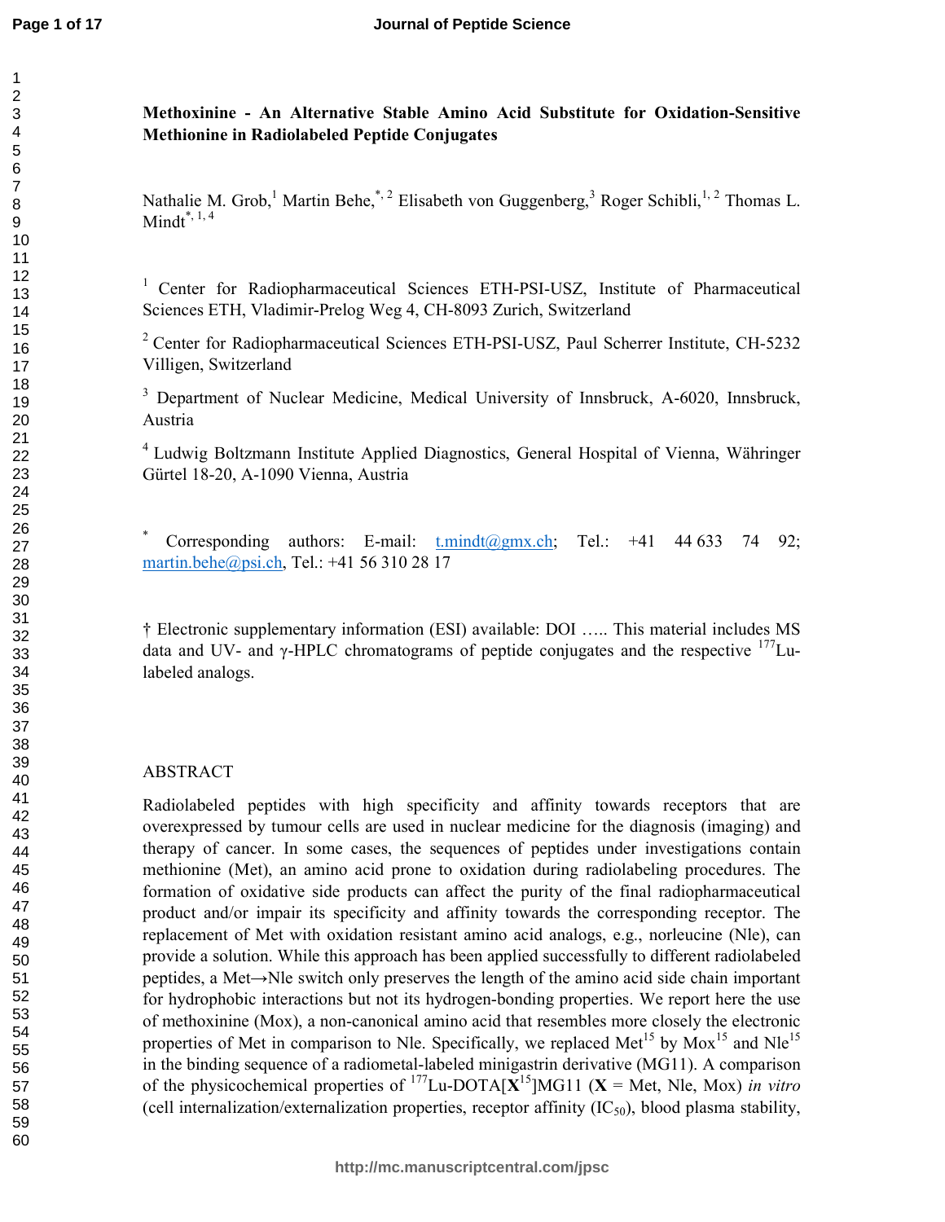**Methoxinine - An Alternative Stable Amino Acid Substitute for Oxidation-Sensitive Methionine in Radiolabeled Peptide Conjugates**

Nathalie M. Grob,[1] Martin Behe,[*, 2] Elisabeth von Guggenberg,[3] Roger Schibli,[1, 2] Thomas L. Mindt[*, 1, 4]

[1] Center for Radiopharmaceutical Sciences ETH-PSI-USZ, Institute of Pharmaceutical Sciences ETH, Vladimir-Prelog Weg 4, CH-8093 Zurich, Switzerland

[2] Center for Radiopharmaceutical Sciences ETH-PSI-USZ, Paul Scherrer Institute, CH-5232 Villigen, Switzerland

[3] Department of Nuclear Medicine, Medical University of Innsbruck, A-6020, Innsbruck, Austria

[4] Ludwig Boltzmann Institute Applied Diagnostics, General Hospital of Vienna, Währinger Gürtel 18-20, A-1090 Vienna, Austria

[*] Corresponding authors: E-mail: t.mindt@gmx.ch; Tel.: +41 44 633 74 92; martin.behe@psi.ch, Tel.: +41 56 310 28 17

† Electronic supplementary information (ESI) available: DOI ….. This material includes MS data and UV- and γ-HPLC chromatograms of peptide conjugates and the respective $^{177}$Lu-labeled analogs.

## ABSTRACT

Radiolabeled peptides with high specificity and affinity towards receptors that are overexpressed by tumour cells are used in nuclear medicine for the diagnosis (imaging) and therapy of cancer. In some cases, the sequences of peptides under investigations contain methionine (Met), an amino acid prone to oxidation during radiolabeling procedures. The formation of oxidative side products can affect the purity of the final radiopharmaceutical product and/or impair its specificity and affinity towards the corresponding receptor. The replacement of Met with oxidation resistant amino acid analogs, e.g., norleucine (Nle), can provide a solution. While this approach has been applied successfully to different radiolabeled peptides, a Met→Nle switch only preserves the length of the amino acid side chain important for hydrophobic interactions but not its hydrogen-bonding properties. We report here the use of methoxinine (Mox), a non-canonical amino acid that resembles more closely the electronic properties of Met in comparison to Nle. Specifically, we replaced Met$^{15}$ by Mox$^{15}$ and Nle$^{15}$ in the binding sequence of a radiometal-labeled minigastrin derivative (MG11). A comparison of the physicochemical properties of $^{177}$Lu-DOTA[**X**$^{15}$]MG11 (**X** = Met, Nle, Mox) *in vitro* (cell internalization/externalization properties, receptor affinity ($IC_{50}$), blood plasma stability,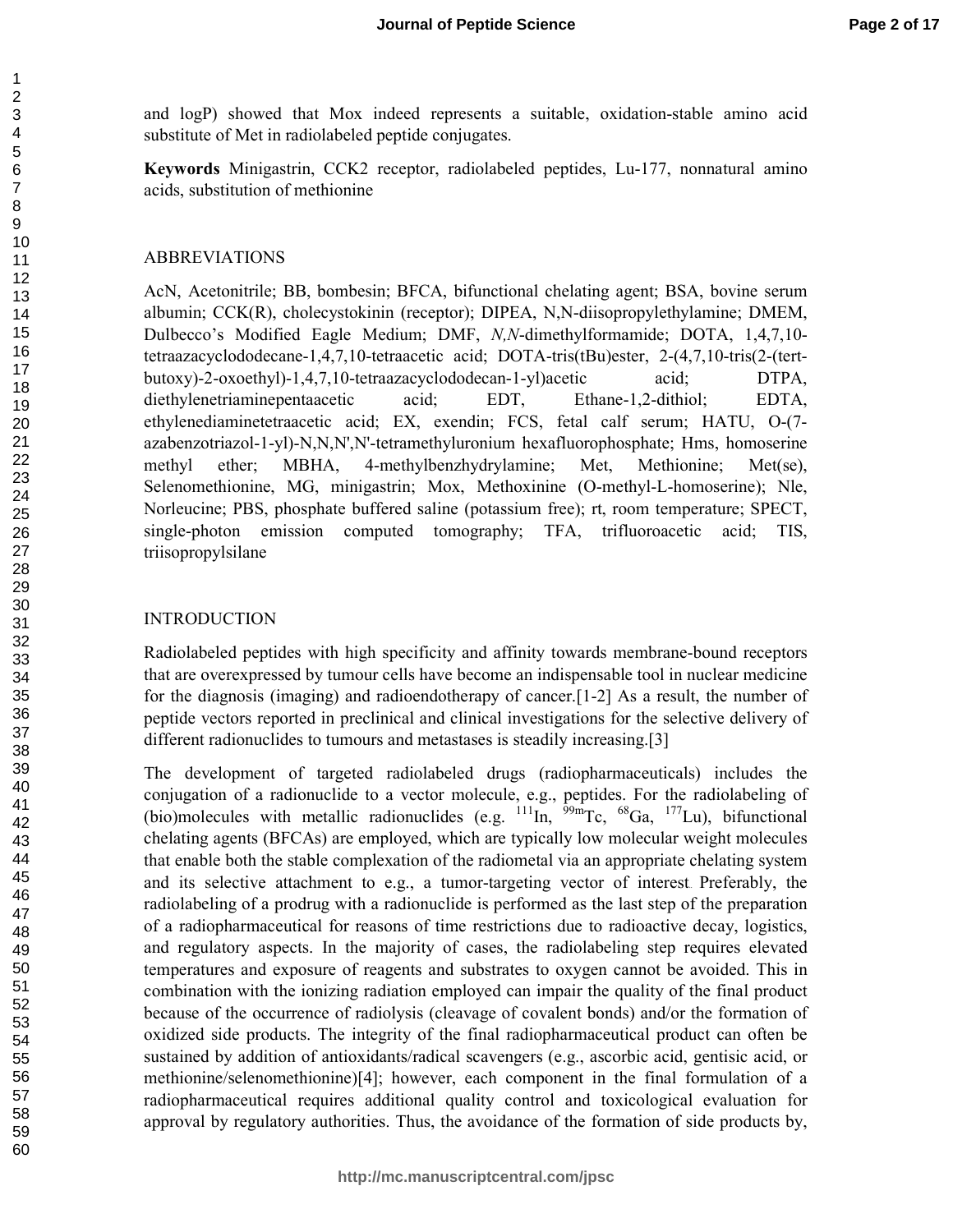and logP) showed that Mox indeed represents a suitable, oxidation-stable amino acid substitute of Met in radiolabeled peptide conjugates.

**Keywords** Minigastrin, CCK2 receptor, radiolabeled peptides, Lu-177, nonnatural amino acids, substitution of methionine

## ABBREVIATIONS

AcN, Acetonitrile; BB, bombesin; BFCA, bifunctional chelating agent; BSA, bovine serum albumin; CCK(R), cholecystokinin (receptor); DIPEA, N,N-diisopropylethylamine; DMEM, Dulbecco's Modified Eagle Medium; DMF, *N,N*-dimethylformamide; DOTA, 1,4,7,10-tetraazacyclododecane-1,4,7,10-tetraacetic acid; DOTA-tris(tBu)ester, 2-(4,7,10-tris(2-(tert-butoxy)-2-oxoethyl)-1,4,7,10-tetraazacyclododecan-1-yl)acetic acid; DTPA, diethylenetriaminepentaacetic acid; EDT, Ethane-1,2-dithiol; EDTA, ethylenediaminetetraacetic acid; EX, exendin; FCS, fetal calf serum; HATU, O-(7-azabenzotriazol-1-yl)-N,N,N',N'-tetramethyluronium hexafluorophosphate; Hms, homoserine methyl ether; MBHA, 4-methylbenzhydrylamine; Met, Methionine; Met(se), Selenomethionine, MG, minigastrin; Mox, Methoxinine (O-methyl-L-homoserine); Nle, Norleucine; PBS, phosphate buffered saline (potassium free); rt, room temperature; SPECT, single-photon emission computed tomography; TFA, trifluoroacetic acid; TIS, triisopropylsilane

## INTRODUCTION

Radiolabeled peptides with high specificity and affinity towards membrane-bound receptors that are overexpressed by tumour cells have become an indispensable tool in nuclear medicine for the diagnosis (imaging) and radioendotherapy of cancer.[1-2] As a result, the number of peptide vectors reported in preclinical and clinical investigations for the selective delivery of different radionuclides to tumours and metastases is steadily increasing.[3]

The development of targeted radiolabeled drugs (radiopharmaceuticals) includes the conjugation of a radionuclide to a vector molecule, e.g., peptides. For the radiolabeling of (bio)molecules with metallic radionuclides (e.g. $^{111}$In, $^{99m}$Tc, $^{68}$Ga, $^{177}$Lu), bifunctional chelating agents (BFCAs) are employed, which are typically low molecular weight molecules that enable both the stable complexation of the radiometal via an appropriate chelating system and its selective attachment to e.g., a tumor-targeting vector of interest. Preferably, the radiolabeling of a prodrug with a radionuclide is performed as the last step of the preparation of a radiopharmaceutical for reasons of time restrictions due to radioactive decay, logistics, and regulatory aspects. In the majority of cases, the radiolabeling step requires elevated temperatures and exposure of reagents and substrates to oxygen cannot be avoided. This in combination with the ionizing radiation employed can impair the quality of the final product because of the occurrence of radiolysis (cleavage of covalent bonds) and/or the formation of oxidized side products. The integrity of the final radiopharmaceutical product can often be sustained by addition of antioxidants/radical scavengers (e.g., ascorbic acid, gentisic acid, or methionine/selenomethionine)[4]; however, each component in the final formulation of a radiopharmaceutical requires additional quality control and toxicological evaluation for approval by regulatory authorities. Thus, the avoidance of the formation of side products by,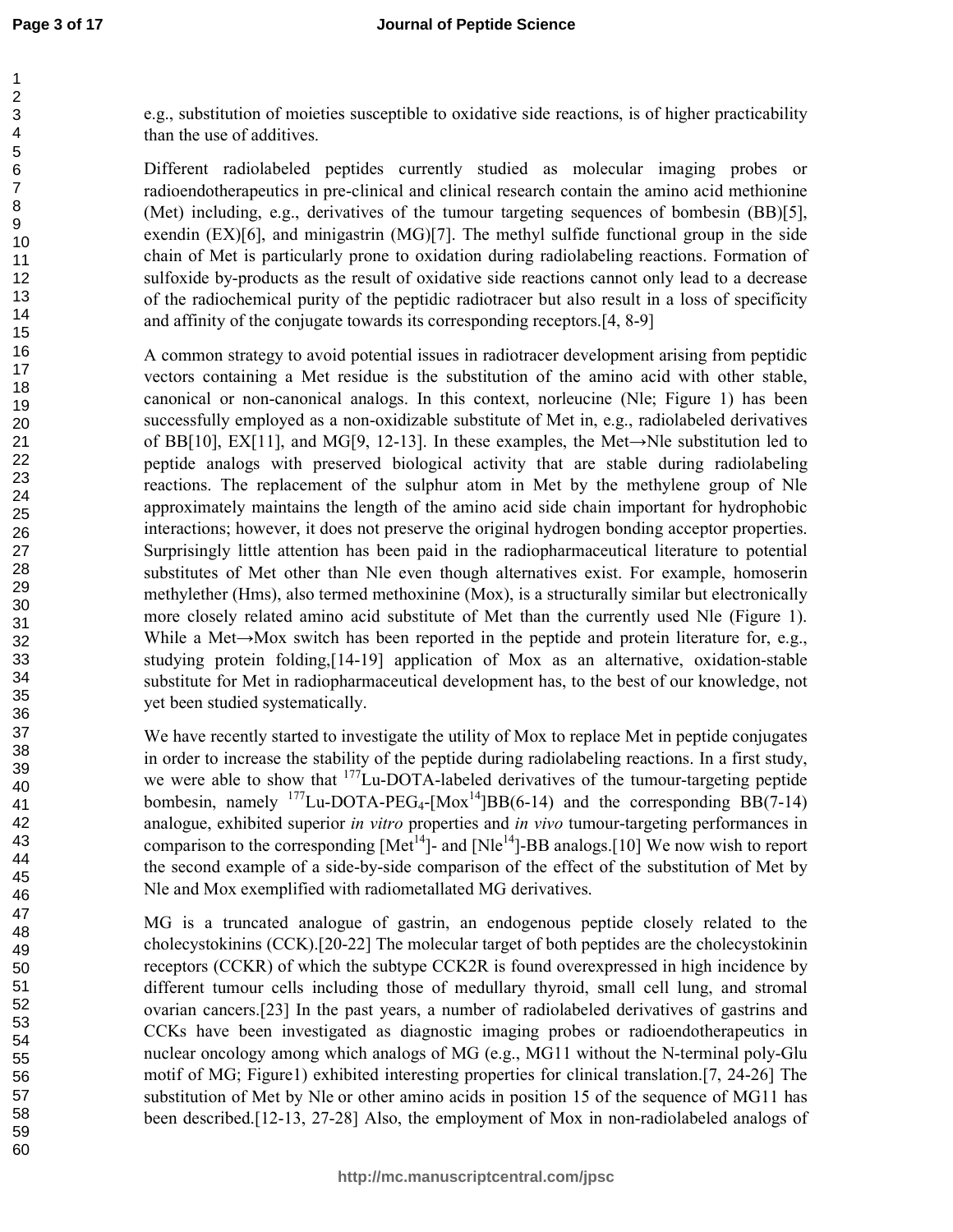e.g., substitution of moieties susceptible to oxidative side reactions, is of higher practicability than the use of additives.

Different radiolabeled peptides currently studied as molecular imaging probes or radioendotherapeutics in pre-clinical and clinical research contain the amino acid methionine (Met) including, e.g., derivatives of the tumour targeting sequences of bombesin (BB)[5], exendin (EX)[6], and minigastrin (MG)[7]. The methyl sulfide functional group in the side chain of Met is particularly prone to oxidation during radiolabeling reactions. Formation of sulfoxide by-products as the result of oxidative side reactions cannot only lead to a decrease of the radiochemical purity of the peptidic radiotracer but also result in a loss of specificity and affinity of the conjugate towards its corresponding receptors.[4, 8-9]

A common strategy to avoid potential issues in radiotracer development arising from peptidic vectors containing a Met residue is the substitution of the amino acid with other stable, canonical or non-canonical analogs. In this context, norleucine (Nle; Figure 1) has been successfully employed as a non-oxidizable substitute of Met in, e.g., radiolabeled derivatives of BB[10], EX[11], and MG[9, 12-13]. In these examples, the Met→Nle substitution led to peptide analogs with preserved biological activity that are stable during radiolabeling reactions. The replacement of the sulphur atom in Met by the methylene group of Nle approximately maintains the length of the amino acid side chain important for hydrophobic interactions; however, it does not preserve the original hydrogen bonding acceptor properties. Surprisingly little attention has been paid in the radiopharmaceutical literature to potential substitutes of Met other than Nle even though alternatives exist. For example, homoserin methylether (Hms), also termed methoxinine (Mox), is a structurally similar but electronically more closely related amino acid substitute of Met than the currently used Nle (Figure 1). While a Met→Mox switch has been reported in the peptide and protein literature for, e.g., studying protein folding,[14-19] application of Mox as an alternative, oxidation-stable substitute for Met in radiopharmaceutical development has, to the best of our knowledge, not yet been studied systematically.

We have recently started to investigate the utility of Mox to replace Met in peptide conjugates in order to increase the stability of the peptide during radiolabeling reactions. In a first study, we were able to show that $^{177}$Lu-DOTA-labeled derivatives of the tumour-targeting peptide bombesin, namely $^{177}$Lu-DOTA-PEG$_4$-[Mox$^{14}$]BB(6-14) and the corresponding BB(7-14) analogue, exhibited superior *in vitro* properties and *in vivo* tumour-targeting performances in comparison to the corresponding [Met$^{14}$]- and [Nle$^{14}$]-BB analogs.[10] We now wish to report the second example of a side-by-side comparison of the effect of the substitution of Met by Nle and Mox exemplified with radiometallated MG derivatives.

MG is a truncated analogue of gastrin, an endogenous peptide closely related to the cholecystokinins (CCK).[20-22] The molecular target of both peptides are the cholecystokinin receptors (CCKR) of which the subtype CCK2R is found overexpressed in high incidence by different tumour cells including those of medullary thyroid, small cell lung, and stromal ovarian cancers.[23] In the past years, a number of radiolabeled derivatives of gastrins and CCKs have been investigated as diagnostic imaging probes or radioendotherapeutics in nuclear oncology among which analogs of MG (e.g., MG11 without the N-terminal poly-Glu motif of MG; Figure1) exhibited interesting properties for clinical translation.[7, 24-26] The substitution of Met by Nle or other amino acids in position 15 of the sequence of MG11 has been described.[12-13, 27-28] Also, the employment of Mox in non-radiolabeled analogs of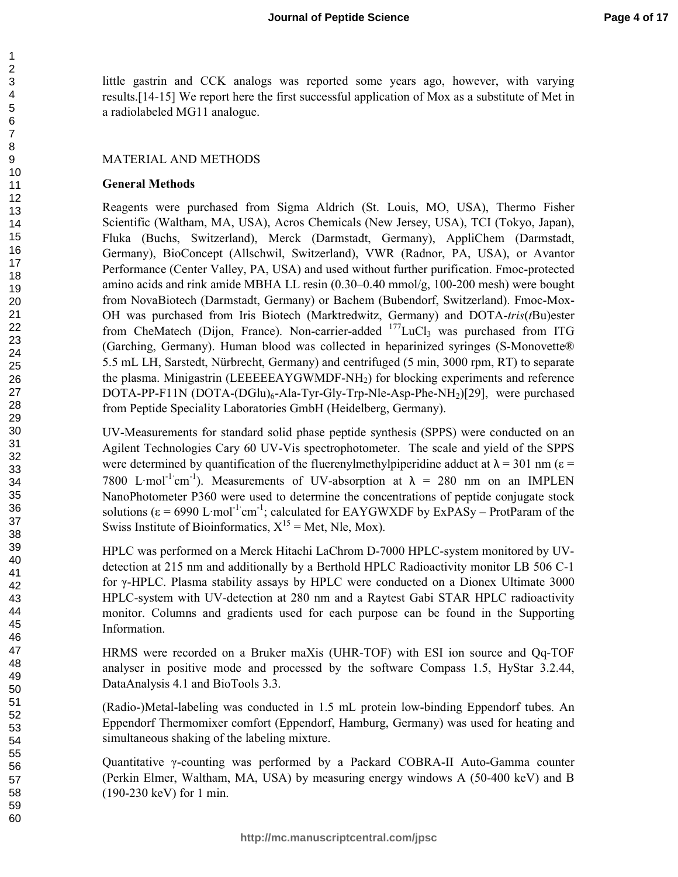little gastrin and CCK analogs was reported some years ago, however, with varying results.[14-15] We report here the first successful application of Mox as a substitute of Met in a radiolabeled MG11 analogue.

## MATERIAL AND METHODS

### General Methods

Reagents were purchased from Sigma Aldrich (St. Louis, MO, USA), Thermo Fisher Scientific (Waltham, MA, USA), Acros Chemicals (New Jersey, USA), TCI (Tokyo, Japan), Fluka (Buchs, Switzerland), Merck (Darmstadt, Germany), AppliChem (Darmstadt, Germany), BioConcept (Allschwil, Switzerland), VWR (Radnor, PA, USA), or Avantor Performance (Center Valley, PA, USA) and used without further purification. Fmoc-protected amino acids and rink amide MBHA LL resin (0.30–0.40 mmol/g, 100-200 mesh) were bought from NovaBiotech (Darmstadt, Germany) or Bachem (Bubendorf, Switzerland). Fmoc-Mox-OH was purchased from Iris Biotech (Marktredwitz, Germany) and DOTA-*tris*(*t*Bu)ester from CheMatech (Dijon, France). Non-carrier-added $^{177}LuCl_3$ was purchased from ITG (Garching, Germany). Human blood was collected in heparinized syringes (S-Monovette® 5.5 mL LH, Sarstedt, Nürbrecht, Germany) and centrifuged (5 min, 3000 rpm, RT) to separate the plasma. Minigastrin (LEEEEEAYGWMDF-$NH_2$) for blocking experiments and reference DOTA-PP-F11N (DOTA-$(DGlu)_6$-Ala-Tyr-Gly-Trp-Nle-Asp-Phe-$NH_2$)[29], were purchased from Peptide Speciality Laboratories GmbH (Heidelberg, Germany).

UV-Measurements for standard solid phase peptide synthesis (SPPS) were conducted on an Agilent Technologies Cary 60 UV-Vis spectrophotometer. The scale and yield of the SPPS were determined by quantification of the fluerenylmethylpiperidine adduct at $\lambda = 301$ nm ($\varepsilon = 7800\ L{\cdot}mol^{-1}{\cdot}cm^{-1}$). Measurements of UV-absorption at $\lambda = 280$ nm on an IMPLEN NanoPhotometer P360 were used to determine the concentrations of peptide conjugate stock solutions ($\varepsilon = 6990\ L{\cdot}mol^{-1}{\cdot}cm^{-1}$; calculated for EAYGWXDF by ExPASy – ProtParam of the Swiss Institute of Bioinformatics, $X^{15}$ = Met, Nle, Mox).

HPLC was performed on a Merck Hitachi LaChrom D-7000 HPLC-system monitored by UV-detection at 215 nm and additionally by a Berthold HPLC Radioactivity monitor LB 506 C-1 for γ-HPLC. Plasma stability assays by HPLC were conducted on a Dionex Ultimate 3000 HPLC-system with UV-detection at 280 nm and a Raytest Gabi STAR HPLC radioactivity monitor. Columns and gradients used for each purpose can be found in the Supporting Information.

HRMS were recorded on a Bruker maXis (UHR-TOF) with ESI ion source and Qq-TOF analyser in positive mode and processed by the software Compass 1.5, HyStar 3.2.44, DataAnalysis 4.1 and BioTools 3.3.

(Radio-)Metal-labeling was conducted in 1.5 mL protein low-binding Eppendorf tubes. An Eppendorf Thermomixer comfort (Eppendorf, Hamburg, Germany) was used for heating and simultaneous shaking of the labeling mixture.

Quantitative γ-counting was performed by a Packard COBRA-II Auto-Gamma counter (Perkin Elmer, Waltham, MA, USA) by measuring energy windows A (50-400 keV) and B (190-230 keV) for 1 min.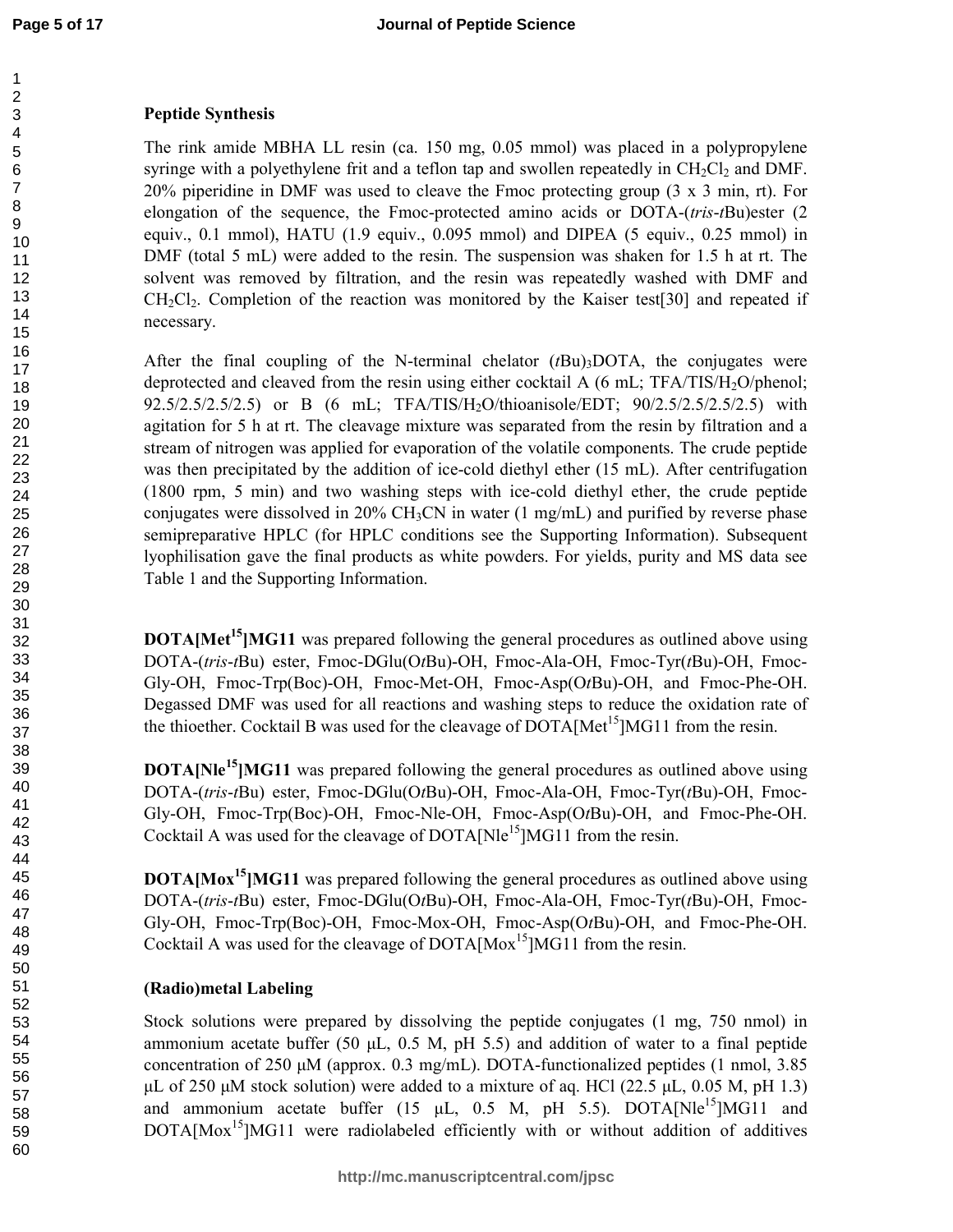### Peptide Synthesis

The rink amide MBHA LL resin (ca. 150 mg, 0.05 mmol) was placed in a polypropylene syringe with a polyethylene frit and a teflon tap and swollen repeatedly in $CH_2Cl_2$ and DMF. 20% piperidine in DMF was used to cleave the Fmoc protecting group (3 x 3 min, rt). For elongation of the sequence, the Fmoc-protected amino acids or DOTA-(*tris*-*t*Bu)ester (2 equiv., 0.1 mmol), HATU (1.9 equiv., 0.095 mmol) and DIPEA (5 equiv., 0.25 mmol) in DMF (total 5 mL) were added to the resin. The suspension was shaken for 1.5 h at rt. The solvent was removed by filtration, and the resin was repeatedly washed with DMF and $CH_2Cl_2$. Completion of the reaction was monitored by the Kaiser test[30] and repeated if necessary.

After the final coupling of the N-terminal chelator $(t\text{Bu})_3$DOTA, the conjugates were deprotected and cleaved from the resin using either cocktail A (6 mL; TFA/TIS/$H_2O$/phenol; 92.5/2.5/2.5/2.5) or B (6 mL; TFA/TIS/$H_2O$/thioanisole/EDT; 90/2.5/2.5/2.5/2.5) with agitation for 5 h at rt. The cleavage mixture was separated from the resin by filtration and a stream of nitrogen was applied for evaporation of the volatile components. The crude peptide was then precipitated by the addition of ice-cold diethyl ether (15 mL). After centrifugation (1800 rpm, 5 min) and two washing steps with ice-cold diethyl ether, the crude peptide conjugates were dissolved in 20% $CH_3CN$ in water (1 mg/mL) and purified by reverse phase semipreparative HPLC (for HPLC conditions see the Supporting Information). Subsequent lyophilisation gave the final products as white powders. For yields, purity and MS data see Table 1 and the Supporting Information.

**DOTA[Met$^{15}$]MG11** was prepared following the general procedures as outlined above using DOTA-(*tris*-*t*Bu) ester, Fmoc-DGlu(O*t*Bu)-OH, Fmoc-Ala-OH, Fmoc-Tyr(*t*Bu)-OH, Fmoc-Gly-OH, Fmoc-Trp(Boc)-OH, Fmoc-Met-OH, Fmoc-Asp(O*t*Bu)-OH, and Fmoc-Phe-OH. Degassed DMF was used for all reactions and washing steps to reduce the oxidation rate of the thioether. Cocktail B was used for the cleavage of DOTA[Met$^{15}$]MG11 from the resin.

**DOTA[Nle$^{15}$]MG11** was prepared following the general procedures as outlined above using DOTA-(*tris*-*t*Bu) ester, Fmoc-DGlu(O*t*Bu)-OH, Fmoc-Ala-OH, Fmoc-Tyr(*t*Bu)-OH, Fmoc-Gly-OH, Fmoc-Trp(Boc)-OH, Fmoc-Nle-OH, Fmoc-Asp(O*t*Bu)-OH, and Fmoc-Phe-OH. Cocktail A was used for the cleavage of DOTA[Nle$^{15}$]MG11 from the resin.

**DOTA[Mox$^{15}$]MG11** was prepared following the general procedures as outlined above using DOTA-(*tris*-*t*Bu) ester, Fmoc-DGlu(O*t*Bu)-OH, Fmoc-Ala-OH, Fmoc-Tyr(*t*Bu)-OH, Fmoc-Gly-OH, Fmoc-Trp(Boc)-OH, Fmoc-Mox-OH, Fmoc-Asp(O*t*Bu)-OH, and Fmoc-Phe-OH. Cocktail A was used for the cleavage of DOTA[Mox$^{15}$]MG11 from the resin.

### (Radio)metal Labeling

Stock solutions were prepared by dissolving the peptide conjugates (1 mg, 750 nmol) in ammonium acetate buffer (50 μL, 0.5 M, pH 5.5) and addition of water to a final peptide concentration of 250 μM (approx. 0.3 mg/mL). DOTA-functionalized peptides (1 nmol, 3.85 μL of 250 μM stock solution) were added to a mixture of aq. HCl (22.5 μL, 0.05 M, pH 1.3) and ammonium acetate buffer (15 μL, 0.5 M, pH 5.5). DOTA[Nle$^{15}$]MG11 and DOTA[Mox$^{15}$]MG11 were radiolabeled efficiently with or without addition of additives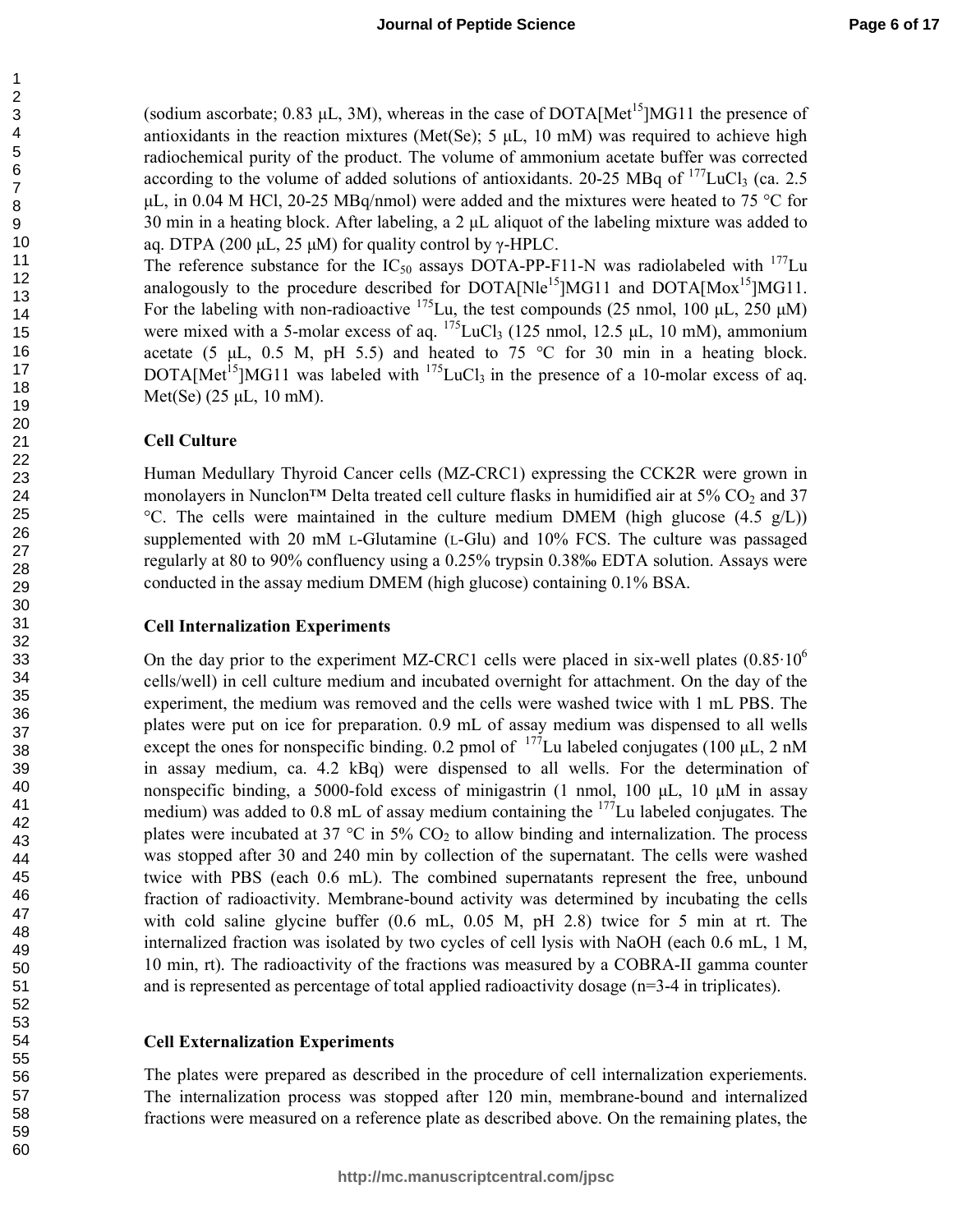(sodium ascorbate; 0.83 μL, 3M), whereas in the case of DOTA[Met[15]]MG11 the presence of antioxidants in the reaction mixtures (Met(Se); 5 μL, 10 mM) was required to achieve high radiochemical purity of the product. The volume of ammonium acetate buffer was corrected according to the volume of added solutions of antioxidants. 20-25 MBq of $^{177}LuCl_3$ (ca. 2.5 μL, in 0.04 M HCl, 20-25 MBq/nmol) were added and the mixtures were heated to 75 °C for 30 min in a heating block. After labeling, a 2 μL aliquot of the labeling mixture was added to aq. DTPA (200 μL, 25 μM) for quality control by γ-HPLC.

The reference substance for the $IC_{50}$ assays DOTA-PP-F11-N was radiolabeled with $^{177}Lu$ analogously to the procedure described for DOTA[Nle[15]]MG11 and DOTA[Mox[15]]MG11. For the labeling with non-radioactive $^{175}Lu$, the test compounds (25 nmol, 100 μL, 250 μM) were mixed with a 5-molar excess of aq. $^{175}LuCl_3$ (125 nmol, 12.5 μL, 10 mM), ammonium acetate (5 μL, 0.5 M, pH 5.5) and heated to 75 °C for 30 min in a heating block. DOTA[Met[15]]MG11 was labeled with $^{175}LuCl_3$ in the presence of a 10-molar excess of aq. Met(Se) (25 μL, 10 mM).

### Cell Culture

Human Medullary Thyroid Cancer cells (MZ-CRC1) expressing the CCK2R were grown in monolayers in Nunclon™ Delta treated cell culture flasks in humidified air at 5% $CO_2$ and 37 °C. The cells were maintained in the culture medium DMEM (high glucose (4.5 g/L)) supplemented with 20 mM L-Glutamine (L-Glu) and 10% FCS. The culture was passaged regularly at 80 to 90% confluency using a 0.25% trypsin 0.38‰ EDTA solution. Assays were conducted in the assay medium DMEM (high glucose) containing 0.1% BSA.

### Cell Internalization Experiments

On the day prior to the experiment MZ-CRC1 cells were placed in six-well plates ($0.85 \cdot 10^6$ cells/well) in cell culture medium and incubated overnight for attachment. On the day of the experiment, the medium was removed and the cells were washed twice with 1 mL PBS. The plates were put on ice for preparation. 0.9 mL of assay medium was dispensed to all wells except the ones for nonspecific binding. 0.2 pmol of $^{177}Lu$ labeled conjugates (100 μL, 2 nM in assay medium, ca. 4.2 kBq) were dispensed to all wells. For the determination of nonspecific binding, a 5000-fold excess of minigastrin (1 nmol, 100 μL, 10 μM in assay medium) was added to 0.8 mL of assay medium containing the $^{177}Lu$ labeled conjugates. The plates were incubated at 37 °C in 5% $CO_2$ to allow binding and internalization. The process was stopped after 30 and 240 min by collection of the supernatant. The cells were washed twice with PBS (each 0.6 mL). The combined supernatants represent the free, unbound fraction of radioactivity. Membrane-bound activity was determined by incubating the cells with cold saline glycine buffer (0.6 mL, 0.05 M, pH 2.8) twice for 5 min at rt. The internalized fraction was isolated by two cycles of cell lysis with NaOH (each 0.6 mL, 1 M, 10 min, rt). The radioactivity of the fractions was measured by a COBRA-II gamma counter and is represented as percentage of total applied radioactivity dosage (n=3-4 in triplicates).

### Cell Externalization Experiments

The plates were prepared as described in the procedure of cell internalization experiements. The internalization process was stopped after 120 min, membrane-bound and internalized fractions were measured on a reference plate as described above. On the remaining plates, the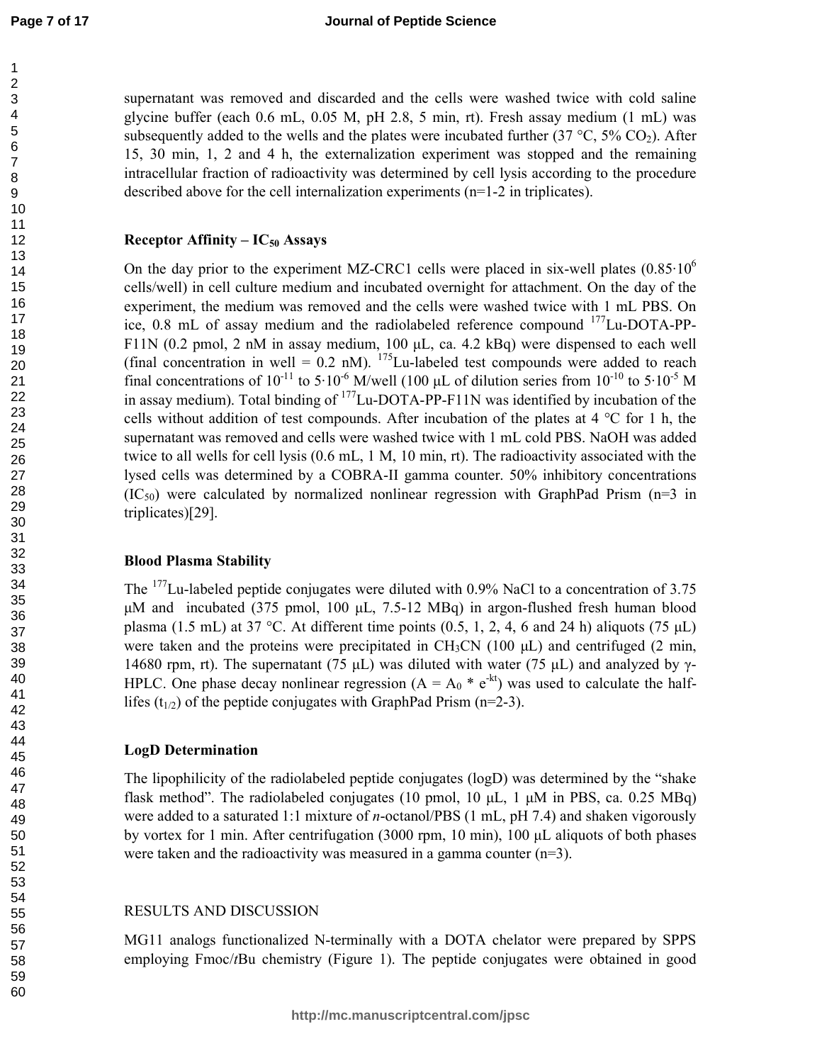supernatant was removed and discarded and the cells were washed twice with cold saline glycine buffer (each 0.6 mL, 0.05 M, pH 2.8, 5 min, rt). Fresh assay medium (1 mL) was subsequently added to the wells and the plates were incubated further (37 °C, 5% $CO_2$). After 15, 30 min, 1, 2 and 4 h, the externalization experiment was stopped and the remaining intracellular fraction of radioactivity was determined by cell lysis according to the procedure described above for the cell internalization experiments (n=1-2 in triplicates).

**Receptor Affinity – $IC_{50}$ Assays**

On the day prior to the experiment MZ-CRC1 cells were placed in six-well plates ($0.85 \cdot 10^6$ cells/well) in cell culture medium and incubated overnight for attachment. On the day of the experiment, the medium was removed and the cells were washed twice with 1 mL PBS. On ice, 0.8 mL of assay medium and the radiolabeled reference compound $^{177}$Lu-DOTA-PP-F11N (0.2 pmol, 2 nM in assay medium, 100 μL, ca. 4.2 kBq) were dispensed to each well (final concentration in well = 0.2 nM). $^{175}$Lu-labeled test compounds were added to reach final concentrations of $10^{-11}$ to $5 \cdot 10^{-6}$ M/well (100 μL of dilution series from $10^{-10}$ to $5 \cdot 10^{-5}$ M in assay medium). Total binding of $^{177}$Lu-DOTA-PP-F11N was identified by incubation of the cells without addition of test compounds. After incubation of the plates at 4 °C for 1 h, the supernatant was removed and cells were washed twice with 1 mL cold PBS. NaOH was added twice to all wells for cell lysis (0.6 mL, 1 M, 10 min, rt). The radioactivity associated with the lysed cells was determined by a COBRA-II gamma counter. 50% inhibitory concentrations ($IC_{50}$) were calculated by normalized nonlinear regression with GraphPad Prism (n=3 in triplicates)[29].

**Blood Plasma Stability**

The $^{177}$Lu-labeled peptide conjugates were diluted with 0.9% NaCl to a concentration of 3.75 μM and incubated (375 pmol, 100 μL, 7.5-12 MBq) in argon-flushed fresh human blood plasma (1.5 mL) at 37 °C. At different time points (0.5, 1, 2, 4, 6 and 24 h) aliquots (75 μL) were taken and the proteins were precipitated in $CH_3CN$ (100 μL) and centrifuged (2 min, 14680 rpm, rt). The supernatant (75 μL) was diluted with water (75 μL) and analyzed by γ-HPLC. One phase decay nonlinear regression ($A = A_0 * e^{-kt}$) was used to calculate the half-lifes ($t_{1/2}$) of the peptide conjugates with GraphPad Prism (n=2-3).

**LogD Determination**

The lipophilicity of the radiolabeled peptide conjugates (logD) was determined by the "shake flask method". The radiolabeled conjugates (10 pmol, 10 μL, 1 μM in PBS, ca. 0.25 MBq) were added to a saturated 1:1 mixture of *n*-octanol/PBS (1 mL, pH 7.4) and shaken vigorously by vortex for 1 min. After centrifugation (3000 rpm, 10 min), 100 μL aliquots of both phases were taken and the radioactivity was measured in a gamma counter (n=3).

RESULTS AND DISCUSSION

MG11 analogs functionalized N-terminally with a DOTA chelator were prepared by SPPS employing Fmoc/*t*Bu chemistry (Figure 1). The peptide conjugates were obtained in good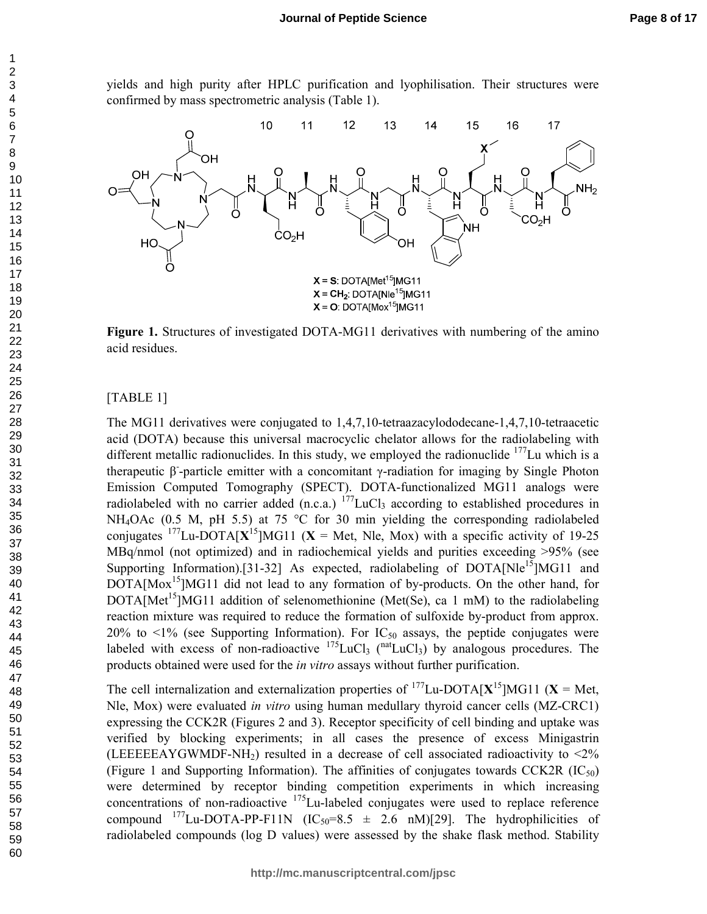yields and high purity after HPLC purification and lyophilisation. Their structures were confirmed by mass spectrometric analysis (Table 1).

X = S: DOTA[Met[15]]MG11
X = CH$_2$: DOTA[Nle[15]]MG11
X = O: DOTA[Mox[15]]MG11

**Figure 1.** Structures of investigated DOTA-MG11 derivatives with numbering of the amino acid residues.

[TABLE 1]

The MG11 derivatives were conjugated to 1,4,7,10-tetraazacylododecane-1,4,7,10-tetraacetic acid (DOTA) because this universal macrocyclic chelator allows for the radiolabeling with different metallic radionuclides. In this study, we employed the radionuclide $^{177}$Lu which is a therapeutic β$^-$-particle emitter with a concomitant γ-radiation for imaging by Single Photon Emission Computed Tomography (SPECT). DOTA-functionalized MG11 analogs were radiolabeled with no carrier added (n.c.a.) $^{177}LuCl_3$ according to established procedures in $NH_4OAc$ (0.5 M, pH 5.5) at 75 °C for 30 min yielding the corresponding radiolabeled conjugates $^{177}$Lu-DOTA[**X**$^{15}$]MG11 (**X** = Met, Nle, Mox) with a specific activity of 19-25 MBq/nmol (not optimized) and in radiochemical yields and purities exceeding >95% (see Supporting Information).[31-32] As expected, radiolabeling of DOTA[Nle$^{15}$]MG11 and DOTA[Mox$^{15}$]MG11 did not lead to any formation of by-products. On the other hand, for DOTA[Met$^{15}$]MG11 addition of selenomethionine (Met(Se), ca 1 mM) to the radiolabeling reaction mixture was required to reduce the formation of sulfoxide by-product from approx. 20% to <1% (see Supporting Information). For $IC_{50}$ assays, the peptide conjugates were labeled with excess of non-radioactive $^{175}LuCl_3$ ($^{nat}LuCl_3$) by analogous procedures. The products obtained were used for the *in vitro* assays without further purification.

The cell internalization and externalization properties of $^{177}$Lu-DOTA[**X**$^{15}$]MG11 (**X** = Met, Nle, Mox) were evaluated *in vitro* using human medullary thyroid cancer cells (MZ-CRC1) expressing the CCK2R (Figures 2 and 3). Receptor specificity of cell binding and uptake was verified by blocking experiments; in all cases the presence of excess Minigastrin (LEEEEEAYGWMDF-$NH_2$) resulted in a decrease of cell associated radioactivity to <2% (Figure 1 and Supporting Information). The affinities of conjugates towards CCK2R ($IC_{50}$) were determined by receptor binding competition experiments in which increasing concentrations of non-radioactive $^{175}$Lu-labeled conjugates were used to replace reference compound $^{177}$Lu-DOTA-PP-F11N ($IC_{50}$=8.5 ± 2.6 nM)[29]. The hydrophilicities of radiolabeled compounds (log D values) were assessed by the shake flask method. Stability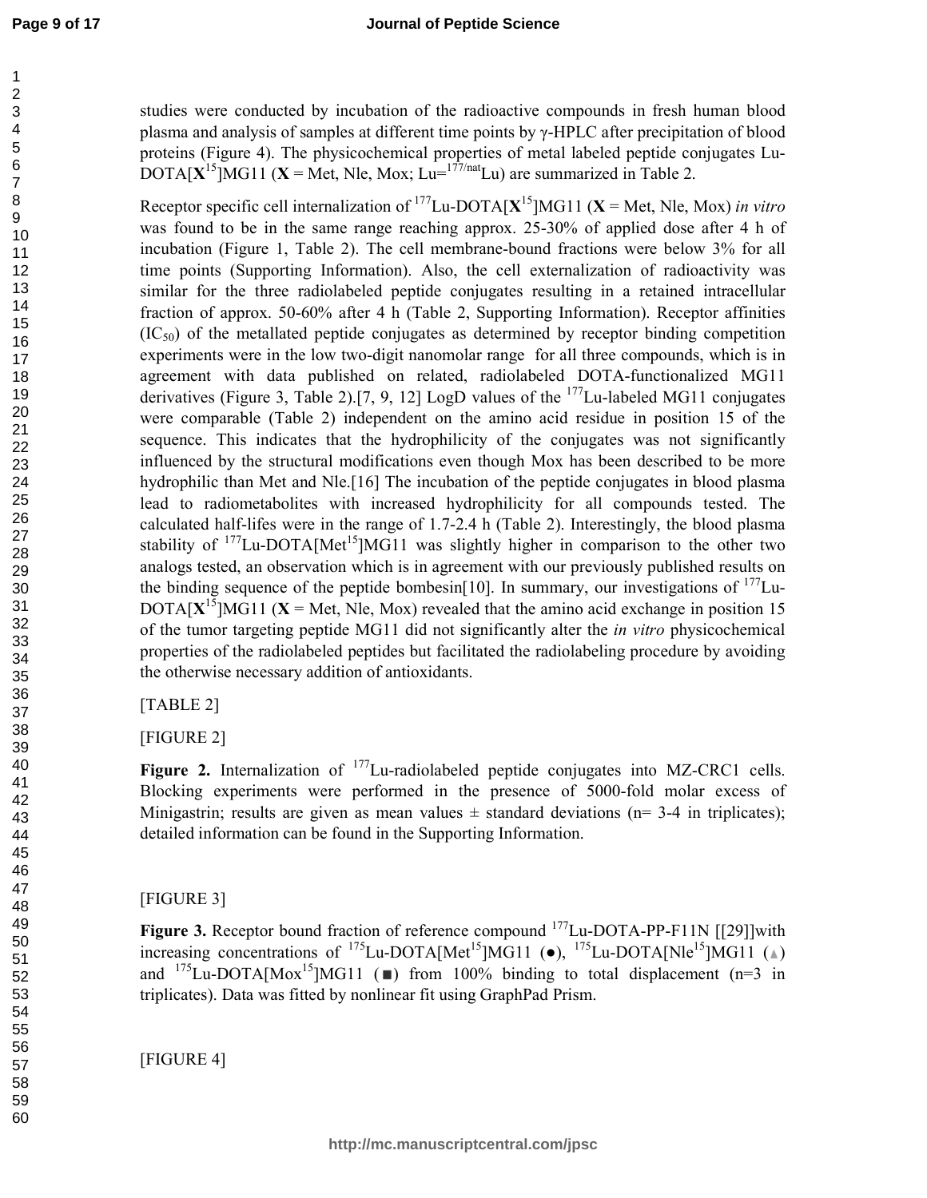studies were conducted by incubation of the radioactive compounds in fresh human blood plasma and analysis of samples at different time points by γ-HPLC after precipitation of blood proteins (Figure 4). The physicochemical properties of metal labeled peptide conjugates Lu-DOTA[**X**$^{15}$]MG11 (**X** = Met, Nle, Mox; Lu=$^{177/nat}$Lu) are summarized in Table 2.

Receptor specific cell internalization of $^{177}$Lu-DOTA[**X**$^{15}$]MG11 (**X** = Met, Nle, Mox) *in vitro* was found to be in the same range reaching approx. 25-30% of applied dose after 4 h of incubation (Figure 1, Table 2). The cell membrane-bound fractions were below 3% for all time points (Supporting Information). Also, the cell externalization of radioactivity was similar for the three radiolabeled peptide conjugates resulting in a retained intracellular fraction of approx. 50-60% after 4 h (Table 2, Supporting Information). Receptor affinities ($IC_{50}$) of the metallated peptide conjugates as determined by receptor binding competition experiments were in the low two-digit nanomolar range for all three compounds, which is in agreement with data published on related, radiolabeled DOTA-functionalized MG11 derivatives (Figure 3, Table 2).[7, 9, 12] LogD values of the $^{177}$Lu-labeled MG11 conjugates were comparable (Table 2) independent on the amino acid residue in position 15 of the sequence. This indicates that the hydrophilicity of the conjugates was not significantly influenced by the structural modifications even though Mox has been described to be more hydrophilic than Met and Nle.[16] The incubation of the peptide conjugates in blood plasma lead to radiometabolites with increased hydrophilicity for all compounds tested. The calculated half-lifes were in the range of 1.7-2.4 h (Table 2). Interestingly, the blood plasma stability of $^{177}$Lu-DOTA[Met$^{15}$]MG11 was slightly higher in comparison to the other two analogs tested, an observation which is in agreement with our previously published results on the binding sequence of the peptide bombesin[10]. In summary, our investigations of $^{177}$Lu-DOTA[**X**$^{15}$]MG11 (**X** = Met, Nle, Mox) revealed that the amino acid exchange in position 15 of the tumor targeting peptide MG11 did not significantly alter the *in vitro* physicochemical properties of the radiolabeled peptides but facilitated the radiolabeling procedure by avoiding the otherwise necessary addition of antioxidants.

[TABLE 2]

[FIGURE 2]

**Figure 2.** Internalization of $^{177}$Lu-radiolabeled peptide conjugates into MZ-CRC1 cells. Blocking experiments were performed in the presence of 5000-fold molar excess of Minigastrin; results are given as mean values ± standard deviations (n= 3-4 in triplicates); detailed information can be found in the Supporting Information.

[FIGURE 3]

**Figure 3.** Receptor bound fraction of reference compound $^{177}$Lu-DOTA-PP-F11N [[29]]with increasing concentrations of $^{175}$Lu-DOTA[Met$^{15}$]MG11 (●), $^{175}$Lu-DOTA[Nle$^{15}$]MG11 (▲) and $^{175}$Lu-DOTA[Mox$^{15}$]MG11 (■) from 100% binding to total displacement (n=3 in triplicates). Data was fitted by nonlinear fit using GraphPad Prism.

[FIGURE 4]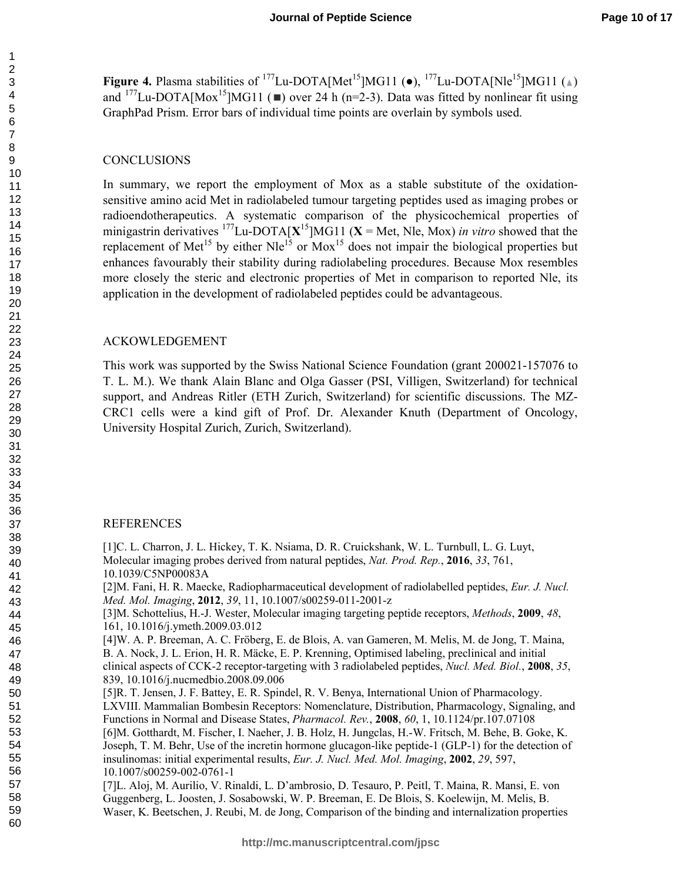**Figure 4.** Plasma stabilities of $^{177}$Lu-DOTA[Met$^{15}$]MG11 (●), $^{177}$Lu-DOTA[Nle$^{15}$]MG11 (▲) and $^{177}$Lu-DOTA[Mox$^{15}$]MG11 (■) over 24 h (n=2-3). Data was fitted by nonlinear fit using GraphPad Prism. Error bars of individual time points are overlain by symbols used.

## CONCLUSIONS

In summary, we report the employment of Mox as a stable substitute of the oxidation-sensitive amino acid Met in radiolabeled tumour targeting peptides used as imaging probes or radioendotherapeutics. A systematic comparison of the physicochemical properties of minigastrin derivatives $^{177}$Lu-DOTA[**X**$^{15}$]MG11 (**X** = Met, Nle, Mox) *in vitro* showed that the replacement of Met$^{15}$ by either Nle$^{15}$ or Mox$^{15}$ does not impair the biological properties but enhances favourably their stability during radiolabeling procedures. Because Mox resembles more closely the steric and electronic properties of Met in comparison to reported Nle, its application in the development of radiolabeled peptides could be advantageous.

## ACKOWLEDGEMENT

This work was supported by the Swiss National Science Foundation (grant 200021-157076 to T. L. M.). We thank Alain Blanc and Olga Gasser (PSI, Villigen, Switzerland) for technical support, and Andreas Ritler (ETH Zurich, Switzerland) for scientific discussions. The MZ-CRC1 cells were a kind gift of Prof. Dr. Alexander Knuth (Department of Oncology, University Hospital Zurich, Zurich, Switzerland).

## REFERENCES

[1]C. L. Charron, J. L. Hickey, T. K. Nsiama, D. R. Cruickshank, W. L. Turnbull, L. G. Luyt, Molecular imaging probes derived from natural peptides, *Nat. Prod. Rep.*, **2016**, *33*, 761, 10.1039/C5NP00083A

[2]M. Fani, H. R. Maecke, Radiopharmaceutical development of radiolabelled peptides, *Eur. J. Nucl. Med. Mol. Imaging*, **2012**, *39*, 11, 10.1007/s00259-011-2001-z

[3]M. Schottelius, H.-J. Wester, Molecular imaging targeting peptide receptors, *Methods*, **2009**, *48*, 161, 10.1016/j.ymeth.2009.03.012

[4]W. A. P. Breeman, A. C. Fröberg, E. de Blois, A. van Gameren, M. Melis, M. de Jong, T. Maina, B. A. Nock, J. L. Erion, H. R. Mäcke, E. P. Krenning, Optimised labeling, preclinical and initial clinical aspects of CCK-2 receptor-targeting with 3 radiolabeled peptides, *Nucl. Med. Biol.*, **2008**, *35*, 839, 10.1016/j.nucmedbio.2008.09.006

[5]R. T. Jensen, J. F. Battey, E. R. Spindel, R. V. Benya, International Union of Pharmacology. LXVIII. Mammalian Bombesin Receptors: Nomenclature, Distribution, Pharmacology, Signaling, and Functions in Normal and Disease States, *Pharmacol. Rev.*, **2008**, *60*, 1, 10.1124/pr.107.07108

[6]M. Gotthardt, M. Fischer, I. Naeher, J. B. Holz, H. Jungclas, H.-W. Fritsch, M. Behe, B. Goke, K. Joseph, T. M. Behr, Use of the incretin hormone glucagon-like peptide-1 (GLP-1) for the detection of insulinomas: initial experimental results, *Eur. J. Nucl. Med. Mol. Imaging*, **2002**, *29*, 597, 10.1007/s00259-002-0761-1

[7]L. Aloj, M. Aurilio, V. Rinaldi, L. D'ambrosio, D. Tesauro, P. Peitl, T. Maina, R. Mansi, E. von Guggenberg, L. Joosten, J. Sosabowski, W. P. Breeman, E. De Blois, S. Koelewijn, M. Melis, B. Waser, K. Beetschen, J. Reubi, M. de Jong, Comparison of the binding and internalization properties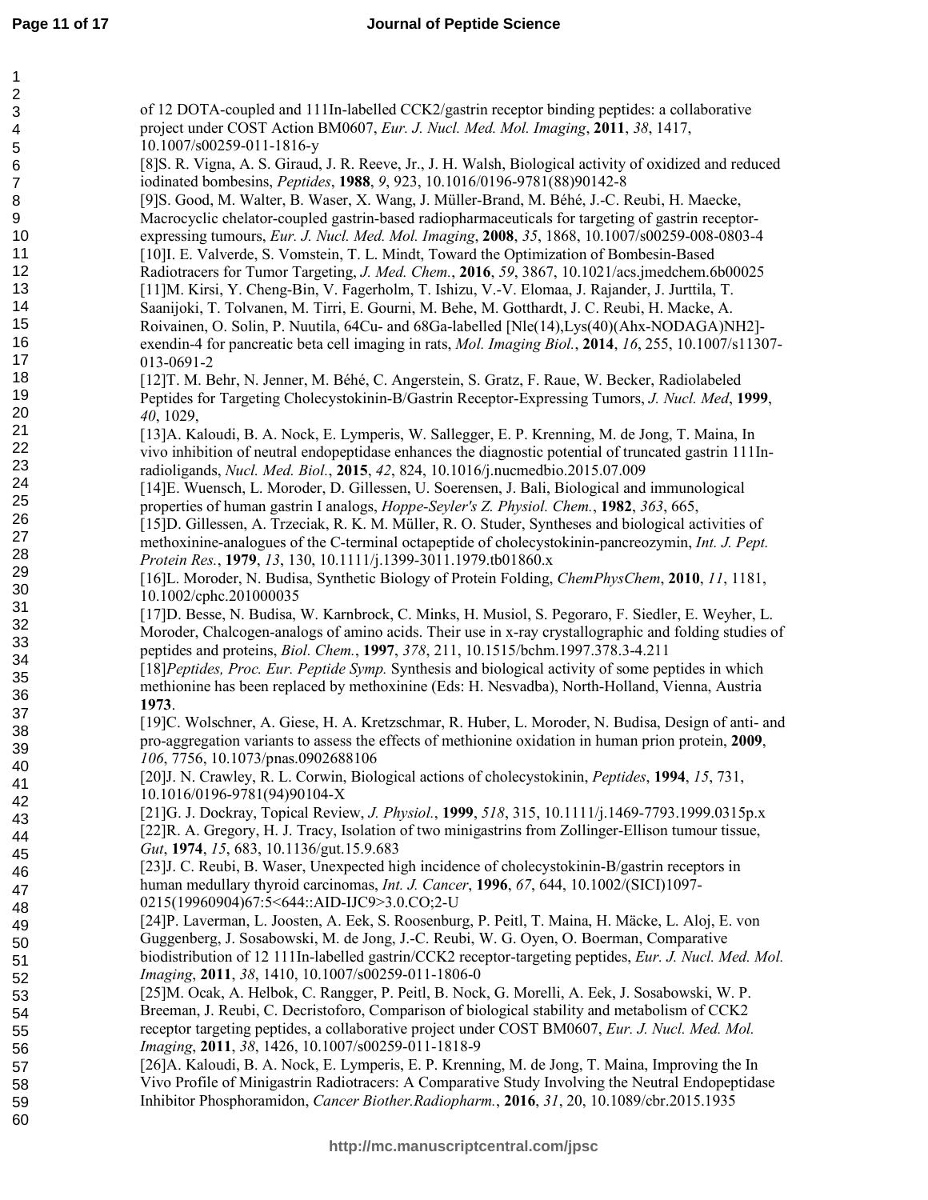of 12 DOTA-coupled and 111In-labelled CCK2/gastrin receptor binding peptides: a collaborative project under COST Action BM0607, *Eur. J. Nucl. Med. Mol. Imaging*, **2011**, *38*, 1417, 10.1007/s00259-011-1816-y

[8]S. R. Vigna, A. S. Giraud, J. R. Reeve, Jr., J. H. Walsh, Biological activity of oxidized and reduced iodinated bombesins, *Peptides*, **1988**, *9*, 923, 10.1016/0196-9781(88)90142-8

[9]S. Good, M. Walter, B. Waser, X. Wang, J. Müller-Brand, M. Béhé, J.-C. Reubi, H. Maecke, Macrocyclic chelator-coupled gastrin-based radiopharmaceuticals for targeting of gastrin receptor-expressing tumours, *Eur. J. Nucl. Med. Mol. Imaging*, **2008**, *35*, 1868, 10.1007/s00259-008-0803-4

[10]I. E. Valverde, S. Vomstein, T. L. Mindt, Toward the Optimization of Bombesin-Based Radiotracers for Tumor Targeting, *J. Med. Chem.*, **2016**, *59*, 3867, 10.1021/acs.jmedchem.6b00025

[11]M. Kirsi, Y. Cheng-Bin, V. Fagerholm, T. Ishizu, V.-V. Elomaa, J. Rajander, J. Jurttila, T. Saanijoki, T. Tolvanen, M. Tirri, E. Gourni, M. Behe, M. Gotthardt, J. C. Reubi, H. Macke, A. Roivainen, O. Solin, P. Nuutila, 64Cu- and 68Ga-labelled [Nle(14),Lys(40)(Ahx-NODAGA)NH2]-exendin-4 for pancreatic beta cell imaging in rats, *Mol. Imaging Biol.*, **2014**, *16*, 255, 10.1007/s11307-013-0691-2

[12]T. M. Behr, N. Jenner, M. Béhé, C. Angerstein, S. Gratz, F. Raue, W. Becker, Radiolabeled Peptides for Targeting Cholecystokinin-B/Gastrin Receptor-Expressing Tumors, *J. Nucl. Med*, **1999**, *40*, 1029,

[13]A. Kaloudi, B. A. Nock, E. Lymperis, W. Sallegger, E. P. Krenning, M. de Jong, T. Maina, In vivo inhibition of neutral endopeptidase enhances the diagnostic potential of truncated gastrin 111In-radioligands, *Nucl. Med. Biol.*, **2015**, *42*, 824, 10.1016/j.nucmedbio.2015.07.009

[14]E. Wuensch, L. Moroder, D. Gillessen, U. Soerensen, J. Bali, Biological and immunological properties of human gastrin I analogs, *Hoppe-Seyler's Z. Physiol. Chem.*, **1982**, *363*, 665,

[15]D. Gillessen, A. Trzeciak, R. K. M. Müller, R. O. Studer, Syntheses and biological activities of methoxinine-analogues of the C-terminal octapeptide of cholecystokinin-pancreozymin, *Int. J. Pept. Protein Res.*, **1979**, *13*, 130, 10.1111/j.1399-3011.1979.tb01860.x

[16]L. Moroder, N. Budisa, Synthetic Biology of Protein Folding, *ChemPhysChem*, **2010**, *11*, 1181, 10.1002/cphc.201000035

[17]D. Besse, N. Budisa, W. Karnbrock, C. Minks, H. Musiol, S. Pegoraro, F. Siedler, E. Weyher, L. Moroder, Chalcogen-analogs of amino acids. Their use in x-ray crystallographic and folding studies of peptides and proteins, *Biol. Chem.*, **1997**, *378*, 211, 10.1515/bchm.1997.378.3-4.211

[18]*Peptides, Proc. Eur. Peptide Symp.* Synthesis and biological activity of some peptides in which methionine has been replaced by methoxinine (Eds: H. Nesvadba), North-Holland, Vienna, Austria **1973**.

[19]C. Wolschner, A. Giese, H. A. Kretzschmar, R. Huber, L. Moroder, N. Budisa, Design of anti- and pro-aggregation variants to assess the effects of methionine oxidation in human prion protein, **2009**, *106*, 7756, 10.1073/pnas.0902688106

[20]J. N. Crawley, R. L. Corwin, Biological actions of cholecystokinin, *Peptides*, **1994**, *15*, 731, 10.1016/0196-9781(94)90104-X

[21]G. J. Dockray, Topical Review, *J. Physiol.*, **1999**, *518*, 315, 10.1111/j.1469-7793.1999.0315p.x

[22]R. A. Gregory, H. J. Tracy, Isolation of two minigastrins from Zollinger-Ellison tumour tissue, *Gut*, **1974**, *15*, 683, 10.1136/gut.15.9.683

[23]J. C. Reubi, B. Waser, Unexpected high incidence of cholecystokinin-B/gastrin receptors in human medullary thyroid carcinomas, *Int. J. Cancer*, **1996**, *67*, 644, 10.1002/(SICI)1097-0215(19960904)67:5<644::AID-IJC9>3.0.CO;2-U

[24]P. Laverman, L. Joosten, A. Eek, S. Roosenburg, P. Peitl, T. Maina, H. Mäcke, L. Aloj, E. von Guggenberg, J. Sosabowski, M. de Jong, J.-C. Reubi, W. G. Oyen, O. Boerman, Comparative biodistribution of 12 111In-labelled gastrin/CCK2 receptor-targeting peptides, *Eur. J. Nucl. Med. Mol. Imaging*, **2011**, *38*, 1410, 10.1007/s00259-011-1806-0

[25]M. Ocak, A. Helbok, C. Rangger, P. Peitl, B. Nock, G. Morelli, A. Eek, J. Sosabowski, W. P. Breeman, J. Reubi, C. Decristoforo, Comparison of biological stability and metabolism of CCK2 receptor targeting peptides, a collaborative project under COST BM0607, *Eur. J. Nucl. Med. Mol. Imaging*, **2011**, *38*, 1426, 10.1007/s00259-011-1818-9

[26]A. Kaloudi, B. A. Nock, E. Lymperis, E. P. Krenning, M. de Jong, T. Maina, Improving the In Vivo Profile of Minigastrin Radiotracers: A Comparative Study Involving the Neutral Endopeptidase Inhibitor Phosphoramidon, *Cancer Biother.Radiopharm.*, **2016**, *31*, 20, 10.1089/cbr.2015.1935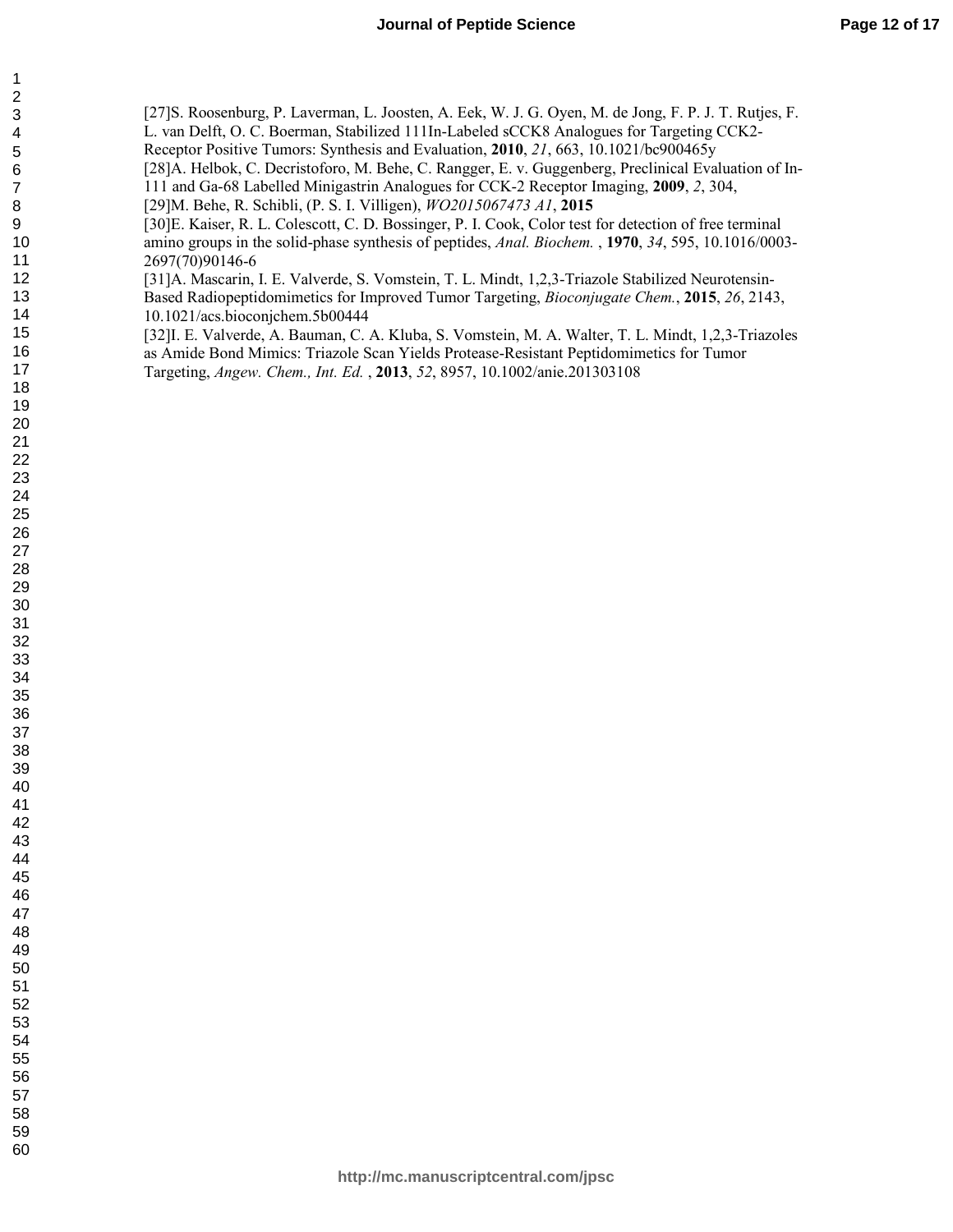[27]S. Roosenburg, P. Laverman, L. Joosten, A. Eek, W. J. G. Oyen, M. de Jong, F. P. J. T. Rutjes, F. L. van Delft, O. C. Boerman, Stabilized 111In-Labeled sCCK8 Analogues for Targeting CCK2-Receptor Positive Tumors: Synthesis and Evaluation, **2010**, *21*, 663, 10.1021/bc900465y

[28]A. Helbok, C. Decristoforo, M. Behe, C. Rangger, E. v. Guggenberg, Preclinical Evaluation of In-111 and Ga-68 Labelled Minigastrin Analogues for CCK-2 Receptor Imaging, **2009**, *2*, 304,

[29]M. Behe, R. Schibli, (P. S. I. Villigen), *WO2015067473 A1*, **2015**

[30]E. Kaiser, R. L. Colescott, C. D. Bossinger, P. I. Cook, Color test for detection of free terminal amino groups in the solid-phase synthesis of peptides, *Anal. Biochem.* , **1970**, *34*, 595, 10.1016/0003-2697(70)90146-6

[31]A. Mascarin, I. E. Valverde, S. Vomstein, T. L. Mindt, 1,2,3-Triazole Stabilized Neurotensin-Based Radiopeptidomimetics for Improved Tumor Targeting, *Bioconjugate Chem.*, **2015**, *26*, 2143, 10.1021/acs.bioconjchem.5b00444

[32]I. E. Valverde, A. Bauman, C. A. Kluba, S. Vomstein, M. A. Walter, T. L. Mindt, 1,2,3-Triazoles as Amide Bond Mimics: Triazole Scan Yields Protease-Resistant Peptidomimetics for Tumor Targeting, *Angew. Chem., Int. Ed.* , **2013**, *52*, 8957, 10.1002/anie.201303108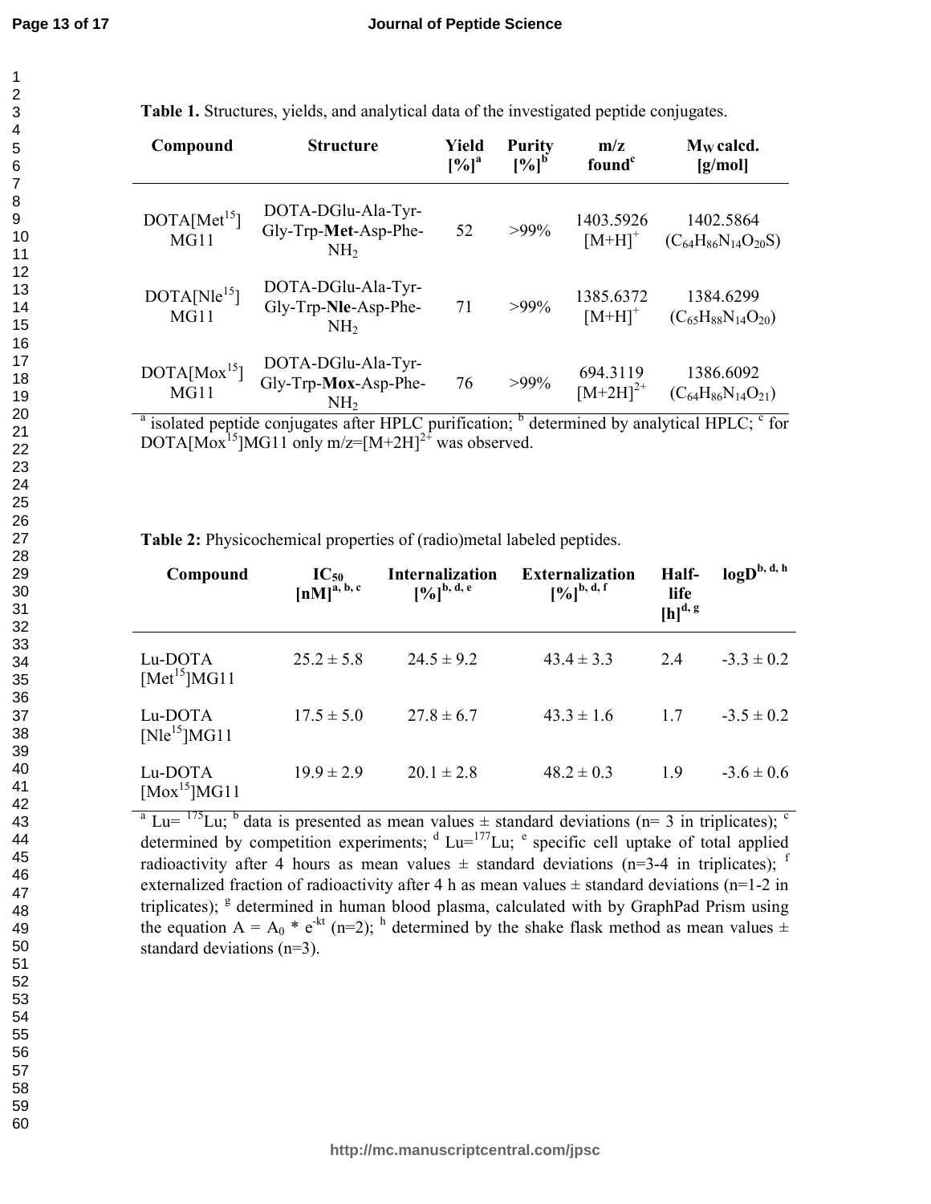**Table 1.** Structures, yields, and analytical data of the investigated peptide conjugates.

| Compound | Structure | Yield [%][a] | Purity [%][b] | m/z found[c] | $M_W$ calcd. [g/mol] |
|---|---|---|---|---|---|
| DOTA[Met$^{15}$] MG11 | DOTA-DGlu-Ala-Tyr-Gly-Trp-**Met**-Asp-Phe-$NH_2$ | 52 | >99% | 1403.5926 $[M+H]^+$ | 1402.5864 ($C_{64}H_{86}N_{14}O_{20}S$) |
| DOTA[Nle$^{15}$] MG11 | DOTA-DGlu-Ala-Tyr-Gly-Trp-**Nle**-Asp-Phe-$NH_2$ | 71 | >99% | 1385.6372 $[M+H]^+$ | 1384.6299 ($C_{65}H_{88}N_{14}O_{20}$) |
| DOTA[Mox$^{15}$] MG11 | DOTA-DGlu-Ala-Tyr-Gly-Trp-**Mox**-Asp-Phe-$NH_2$ | 76 | >99% | 694.3119 $[M+2H]^{2+}$ | 1386.6092 ($C_{64}H_{86}N_{14}O_{21}$) |

[a] isolated peptide conjugates after HPLC purification; [b] determined by analytical HPLC; [c] for DOTA[Mox$^{15}$]MG11 only m/z=$[M+2H]^{2+}$ was observed.

**Table 2:** Physicochemical properties of (radio)metal labeled peptides.

| Compound | $IC_{50}$ [nM][a, b, c] | Internalization [%][b, d, e] | Externalization [%][b, d, f] | Half-life [h][d, g] | logD[b, d, h] |
|---|---|---|---|---|---|
| Lu-DOTA [Met$^{15}$]MG11 | 25.2 ± 5.8 | 24.5 ± 9.2 | 43.4 ± 3.3 | 2.4 | -3.3 ± 0.2 |
| Lu-DOTA [Nle$^{15}$]MG11 | 17.5 ± 5.0 | 27.8 ± 6.7 | 43.3 ± 1.6 | 1.7 | -3.5 ± 0.2 |
| Lu-DOTA [Mox$^{15}$]MG11 | 19.9 ± 2.9 | 20.1 ± 2.8 | 48.2 ± 0.3 | 1.9 | -3.6 ± 0.6 |

[a] Lu= $^{175}$Lu; [b] data is presented as mean values ± standard deviations (n= 3 in triplicates); [c] determined by competition experiments; [d] Lu=$^{177}$Lu; [e] specific cell uptake of total applied radioactivity after 4 hours as mean values ± standard deviations (n=3-4 in triplicates); [f] externalized fraction of radioactivity after 4 h as mean values ± standard deviations (n=1-2 in triplicates); [g] determined in human blood plasma, calculated with by GraphPad Prism using the equation $A = A_0 * e^{-kt}$ (n=2); [h] determined by the shake flask method as mean values ± standard deviations (n=3).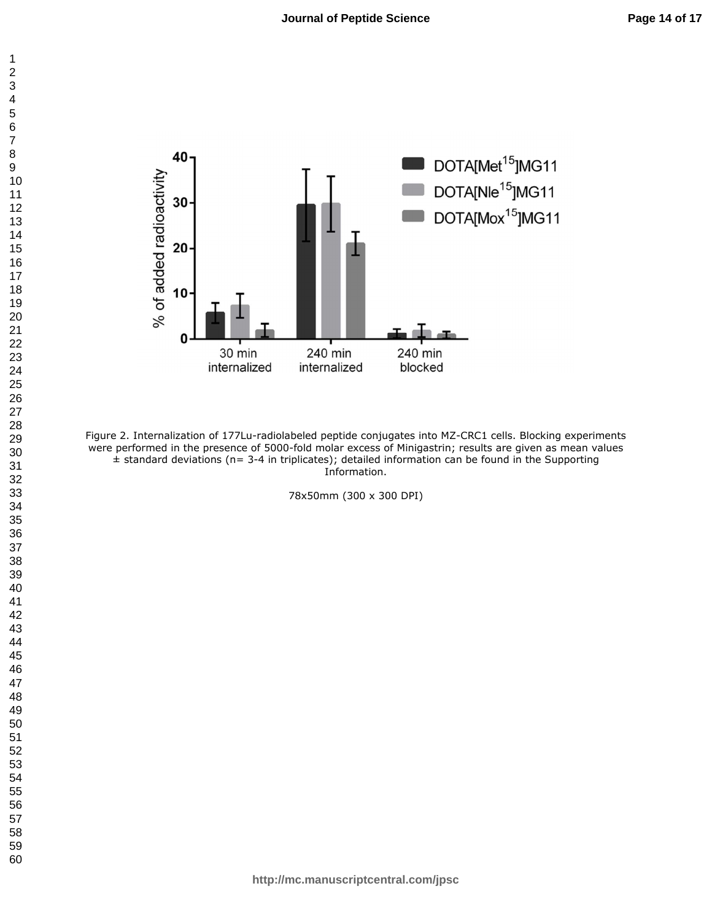Figure 2. Internalization of 177Lu-radiolabeled peptide conjugates into MZ-CRC1 cells. Blocking experiments were performed in the presence of 5000-fold molar excess of Minigastrin; results are given as mean values ± standard deviations (n= 3-4 in triplicates); detailed information can be found in the Supporting Information.

78x50mm (300 x 300 DPI)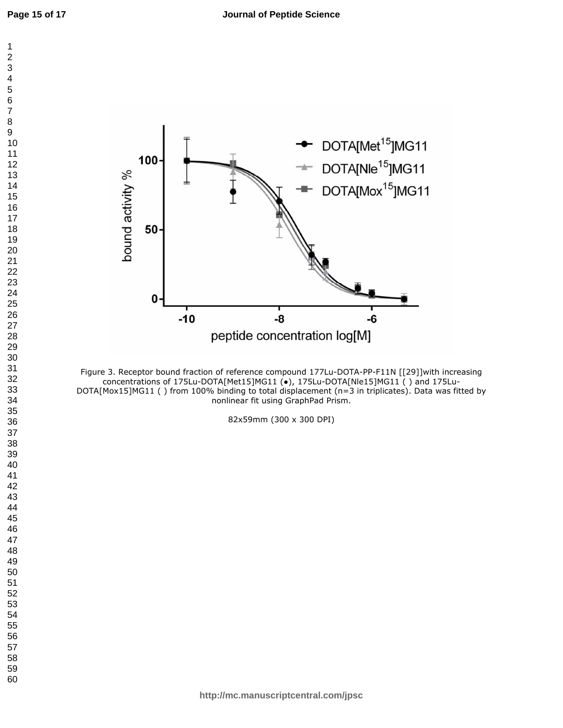Figure 3. Receptor bound fraction of reference compound 177Lu-DOTA-PP-F11N [[29]]with increasing concentrations of 175Lu-DOTA[Met15]MG11 (●), 175Lu-DOTA[Nle15]MG11 ( ) and 175Lu-DOTA[Mox15]MG11 ( ) from 100% binding to total displacement (n=3 in triplicates). Data was fitted by nonlinear fit using GraphPad Prism.

82x59mm (300 x 300 DPI)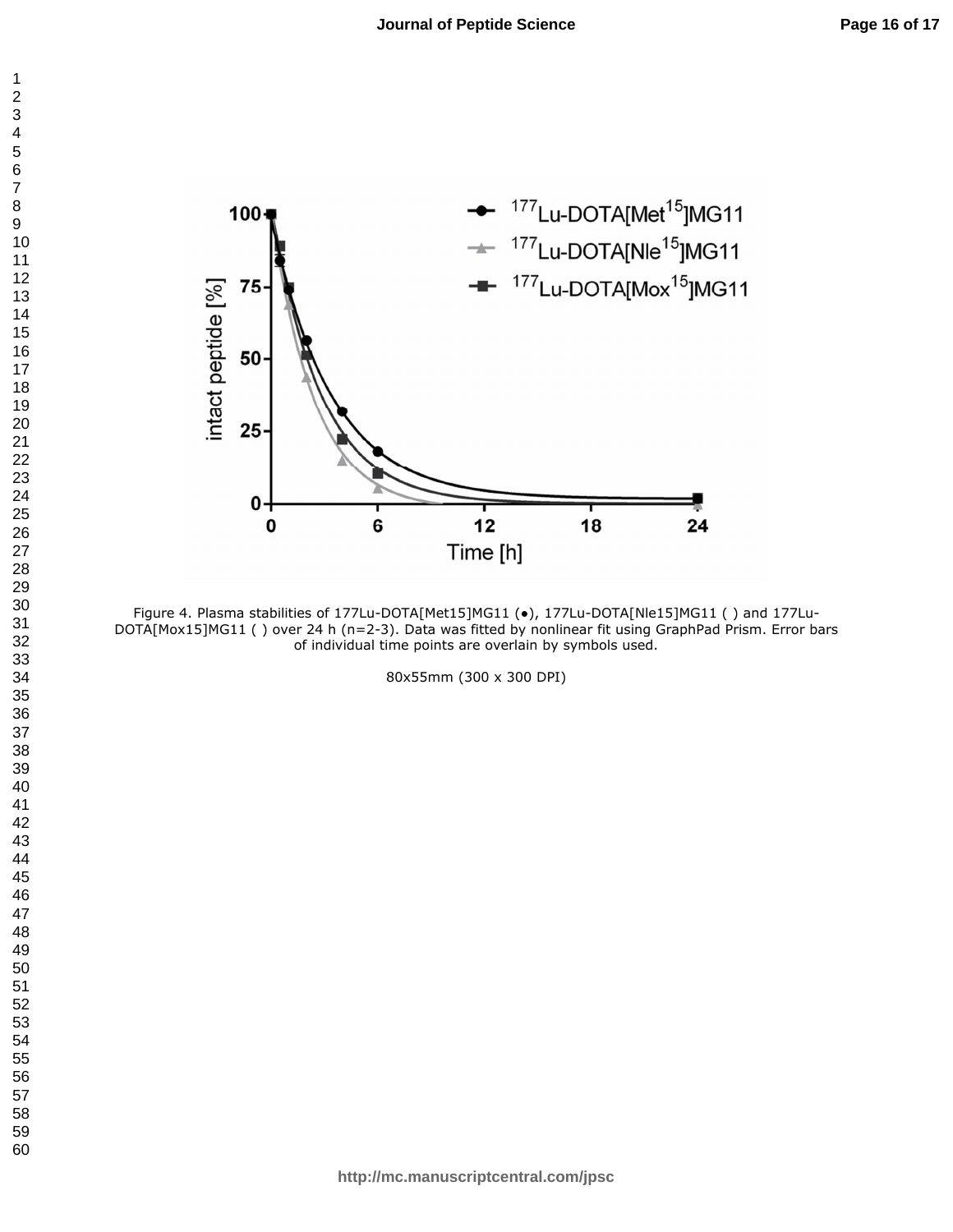Figure 4. Plasma stabilities of 177Lu-DOTA[Met15]MG11 (●), 177Lu-DOTA[Nle15]MG11 ( ) and 177Lu-DOTA[Mox15]MG11 ( ) over 24 h (n=2-3). Data was fitted by nonlinear fit using GraphPad Prism. Error bars of individual time points are overlain by symbols used.

80x55mm (300 x 300 DPI)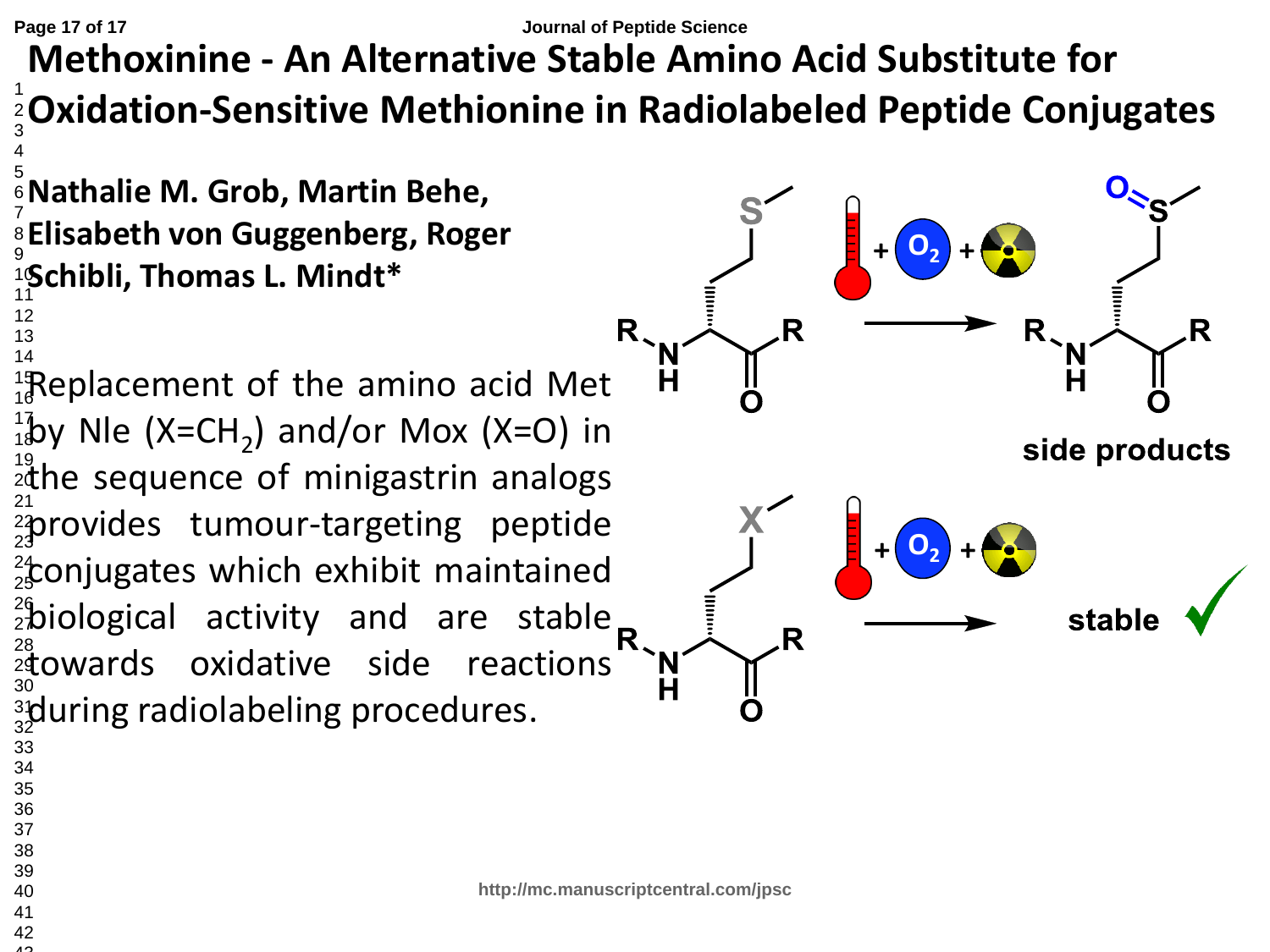# Methoxinine - An Alternative Stable Amino Acid Substitute for Oxidation-Sensitive Methionine in Radiolabeled Peptide Conjugates

**Nathalie M. Grob, Martin Behe, Elisabeth von Guggenberg, Roger Schibli, Thomas L. Mindt***

Replacement of the amino acid Met by Nle (X=$CH_2$) and/or Mox (X=O) in the sequence of minigastrin analogs provides tumour-targeting peptide conjugates which exhibit maintained biological activity and are stable towards oxidative side reactions during radiolabeling procedures.

side products

stable